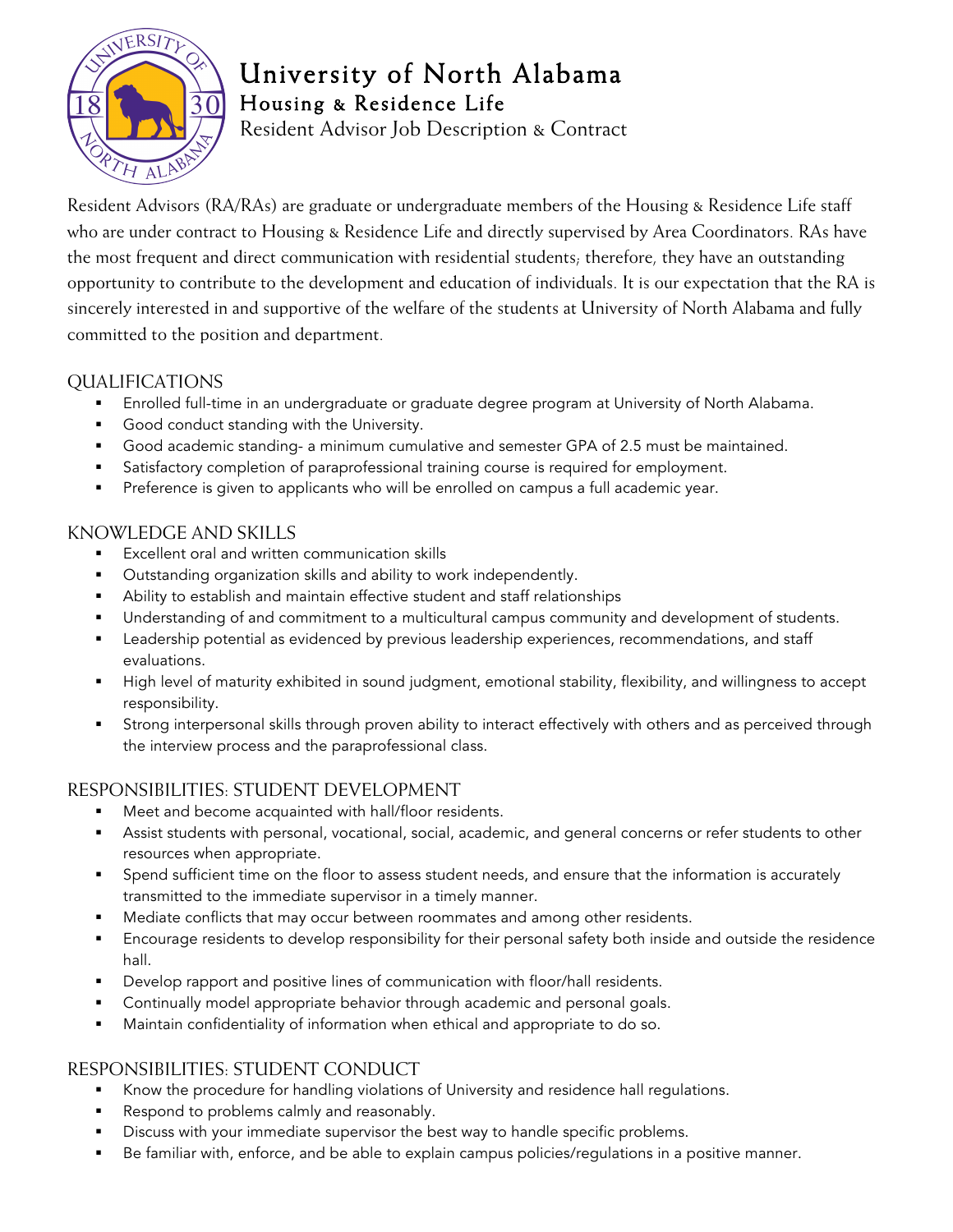# University of North Alabama

## Housing & Residence Life

Resident Advisor Job Description & Contract

Resident Advisors (RA/RAs) are graduate or undergraduate members of the Housing & Residence Life staff who are under contract to Housing & Residence Life and directly supervised by Area Coordinators. RAs have the most frequent and direct communication with residential students; therefore, they have an outstanding opportunity to contribute to the development and education of individuals. It is our expectation that the RA is sincerely interested in and supportive of the welfare of the students at University of North Alabama and fully committed to the position and department.

### QUALIFICATIONS

- Enrolled full-time in an undergraduate or graduate degree program at University of North Alabama.
- Good conduct standing with the University.
- Good academic standing- a minimum cumulative and semester GPA of 2.5 must be maintained.
- Satisfactory completion of paraprofessional training course is required for employment.
- Preference is given to applicants who will be enrolled on campus a full academic year.

### KNOWLEDGE AND SKILLS

- Excellent oral and written communication skills
- Outstanding organization skills and ability to work independently.
- Ability to establish and maintain effective student and staff relationships
- Understanding of and commitment to a multicultural campus community and development of students.
- Leadership potential as evidenced by previous leadership experiences, recommendations, and staff evaluations.
- High level of maturity exhibited in sound judgment, emotional stability, flexibility, and willingness to accept responsibility.
- Strong interpersonal skills through proven ability to interact effectively with others and as perceived through the interview process and the paraprofessional class.

### RESPONSIBILITIES: STUDENT DEVELOPMENT

- Meet and become acquainted with hall/floor residents.
- Assist students with personal, vocational, social, academic, and general concerns or refer students to other resources when appropriate.
- Spend sufficient time on the floor to assess student needs, and ensure that the information is accurately transmitted to the immediate supervisor in a timely manner.
- Mediate conflicts that may occur between roommates and among other residents.
- Encourage residents to develop responsibility for their personal safety both inside and outside the residence hall.
- Develop rapport and positive lines of communication with floor/hall residents.
- Continually model appropriate behavior through academic and personal goals.
- Maintain confidentiality of information when ethical and appropriate to do so.

### RESPONSIBILITIES: STUDENT CONDUCT

- Know the procedure for handling violations of University and residence hall regulations.
- Respond to problems calmly and reasonably.
- Discuss with your immediate supervisor the best way to handle specific problems.
- Be familiar with, enforce, and be able to explain campus policies/regulations in a positive manner.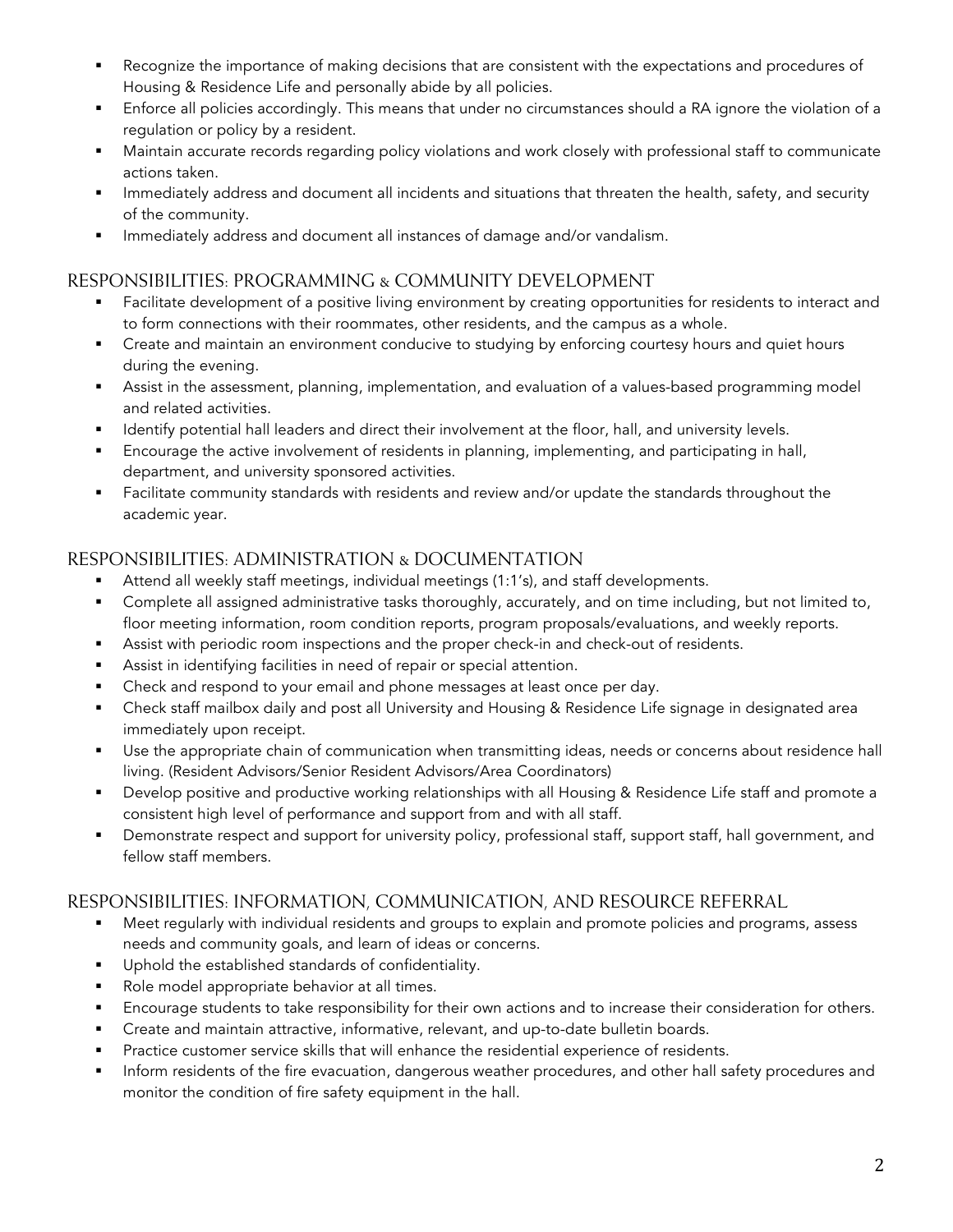- Recognize the importance of making decisions that are consistent with the expectations and procedures of Housing & Residence Life and personally abide by all policies.
- Enforce all policies accordingly. This means that under no circumstances should a RA ignore the violation of a regulation or policy by a resident.
- Maintain accurate records regarding policy violations and work closely with professional staff to communicate actions taken.
- Immediately address and document all incidents and situations that threaten the health, safety, and security of the community.
- Immediately address and document all instances of damage and/or vandalism.

## RESPONSIBILITIES: PROGRAMMING & COMMUNITY DEVELOPMENT

- Facilitate development of a positive living environment by creating opportunities for residents to interact and to form connections with their roommates, other residents, and the campus as a whole.
- Create and maintain an environment conducive to studying by enforcing courtesy hours and quiet hours during the evening.
- Assist in the assessment, planning, implementation, and evaluation of a values-based programming model and related activities.
- Identify potential hall leaders and direct their involvement at the floor, hall, and university levels.
- Encourage the active involvement of residents in planning, implementing, and participating in hall, department, and university sponsored activities.
- Facilitate community standards with residents and review and/or update the standards throughout the academic year.

## RESPONSIBILITIES: ADMINISTRATION & DOCUMENTATION

- Attend all weekly staff meetings, individual meetings (1:1's), and staff developments.
- Complete all assigned administrative tasks thoroughly, accurately, and on time including, but not limited to, floor meeting information, room condition reports, program proposals/evaluations, and weekly reports.
- Assist with periodic room inspections and the proper check-in and check-out of residents.
- Assist in identifying facilities in need of repair or special attention.
- Check and respond to your email and phone messages at least once per day.
- Check staff mailbox daily and post all University and Housing & Residence Life signage in designated area immediately upon receipt.
- Use the appropriate chain of communication when transmitting ideas, needs or concerns about residence hall living. (Resident Advisors/Senior Resident Advisors/Area Coordinators)
- Develop positive and productive working relationships with all Housing & Residence Life staff and promote a consistent high level of performance and support from and with all staff.
- Demonstrate respect and support for university policy, professional staff, support staff, hall government, and fellow staff members.

## RESPONSIBILITIES: INFORMATION, COMMUNICATION, AND RESOURCE REFERRAL

- Meet regularly with individual residents and groups to explain and promote policies and programs, assess needs and community goals, and learn of ideas or concerns.
- Uphold the established standards of confidentiality.
- Role model appropriate behavior at all times.
- Encourage students to take responsibility for their own actions and to increase their consideration for others.
- Create and maintain attractive, informative, relevant, and up-to-date bulletin boards.
- Practice customer service skills that will enhance the residential experience of residents.
- Inform residents of the fire evacuation, dangerous weather procedures, and other hall safety procedures and monitor the condition of fire safety equipment in the hall.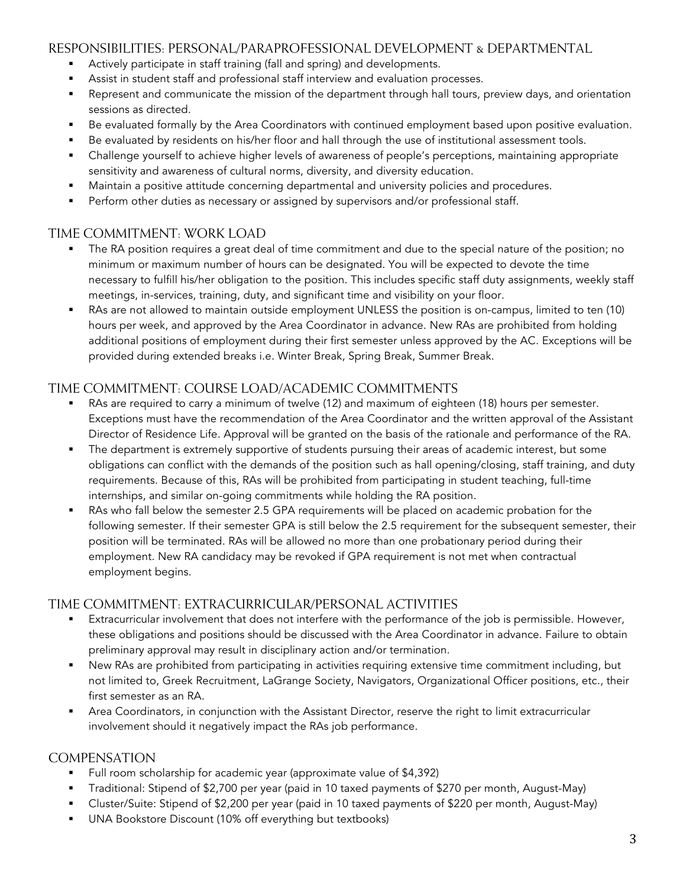## RESPONSIBILITIES: PERSONAL/PARAPROFESSIONAL DEVELOPMENT & DEPARTMENTAL

- Actively participate in staff training (fall and spring) and developments.
- Assist in student staff and professional staff interview and evaluation processes.
- Represent and communicate the mission of the department through hall tours, preview days, and orientation sessions as directed.
- Be evaluated formally by the Area Coordinators with continued employment based upon positive evaluation.
- Be evaluated by residents on his/her floor and hall through the use of institutional assessment tools.
- Challenge yourself to achieve higher levels of awareness of people's perceptions, maintaining appropriate sensitivity and awareness of cultural norms, diversity, and diversity education.
- Maintain a positive attitude concerning departmental and university policies and procedures.
- Perform other duties as necessary or assigned by supervisors and/or professional staff.

## TIME COMMITMENT: WORK LOAD

- The RA position requires a great deal of time commitment and due to the special nature of the position; no minimum or maximum number of hours can be designated. You will be expected to devote the time necessary to fulfill his/her obligation to the position. This includes specific staff duty assignments, weekly staff meetings, in-services, training, duty, and significant time and visibility on your floor.
- RAs are not allowed to maintain outside employment UNLESS the position is on-campus, limited to ten (10) hours per week, and approved by the Area Coordinator in advance. New RAs are prohibited from holding additional positions of employment during their first semester unless approved by the AC. Exceptions will be provided during extended breaks i.e. Winter Break, Spring Break, Summer Break.

## TIME COMMITMENT: COURSE LOAD/ACADEMIC COMMITMENTS

- RAs are required to carry a minimum of twelve (12) and maximum of eighteen (18) hours per semester. Exceptions must have the recommendation of the Area Coordinator and the written approval of the Assistant Director of Residence Life. Approval will be granted on the basis of the rationale and performance of the RA.
- The department is extremely supportive of students pursuing their areas of academic interest, but some obligations can conflict with the demands of the position such as hall opening/closing, staff training, and duty requirements. Because of this, RAs will be prohibited from participating in student teaching, full-time internships, and similar on-going commitments while holding the RA position.
- RAs who fall below the semester 2.5 GPA requirements will be placed on academic probation for the following semester. If their semester GPA is still below the 2.5 requirement for the subsequent semester, their position will be terminated. RAs will be allowed no more than one probationary period during their employment. New RA candidacy may be revoked if GPA requirement is not met when contractual employment begins.

## TIME COMMITMENT: EXTRACURRICULAR/PERSONAL ACTIVITIES

- Extracurricular involvement that does not interfere with the performance of the job is permissible. However, these obligations and positions should be discussed with the Area Coordinator in advance. Failure to obtain preliminary approval may result in disciplinary action and/or termination.
- New RAs are prohibited from participating in activities requiring extensive time commitment including, but not limited to, Greek Recruitment, LaGrange Society, Navigators, Organizational Officer positions, etc., their first semester as an RA.
- Area Coordinators, in conjunction with the Assistant Director, reserve the right to limit extracurricular involvement should it negatively impact the RAs job performance.

## COMPENSATION

- Full room scholarship for academic year (approximate value of $4,392)
- Traditional: Stipend of $2,700 per year (paid in 10 taxed payments of $270 per month, August-May)
- Cluster/Suite: Stipend of $2,200 per year (paid in 10 taxed payments of $220 per month, August-May)
- UNA Bookstore Discount (10% off everything but textbooks)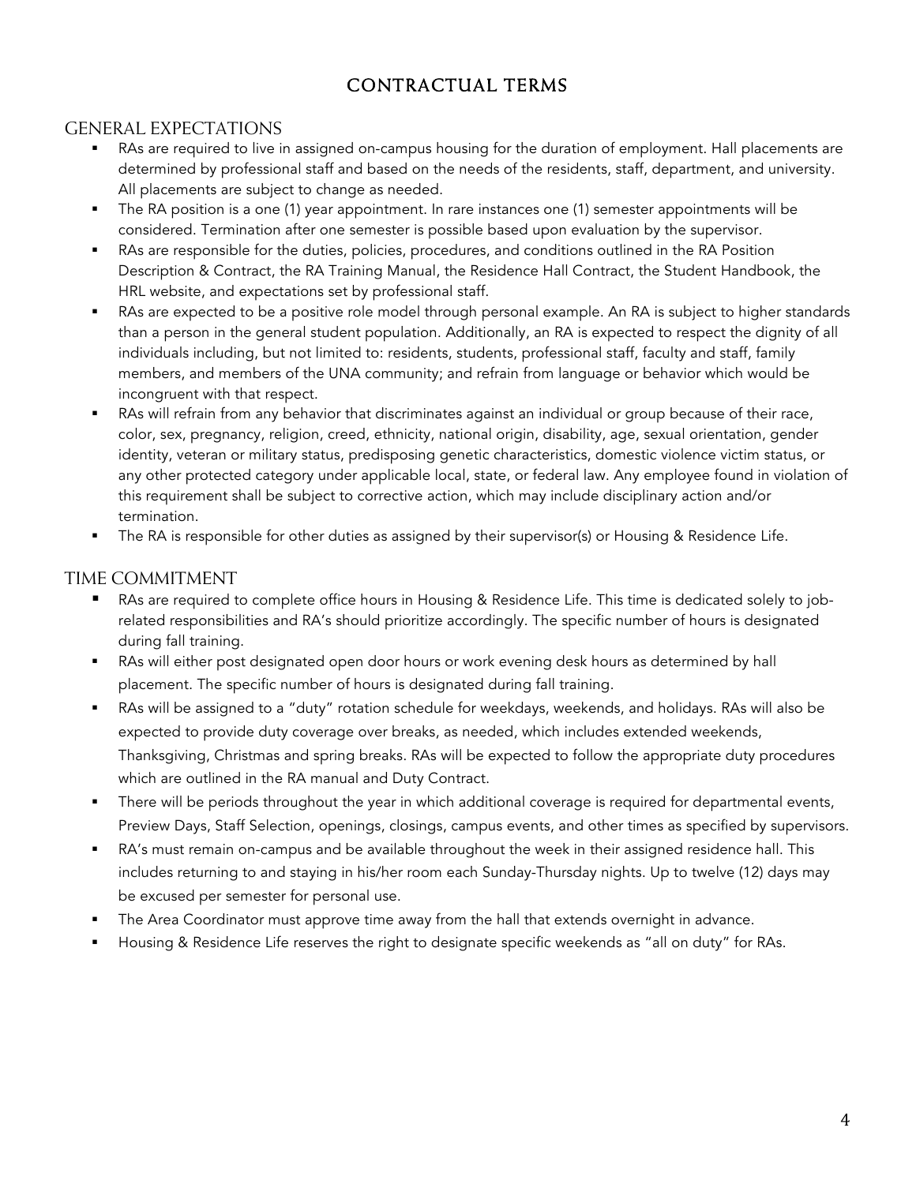# CONTRACTUAL TERMS

## GENERAL EXPECTATIONS

- RAs are required to live in assigned on-campus housing for the duration of employment. Hall placements are determined by professional staff and based on the needs of the residents, staff, department, and university. All placements are subject to change as needed.
- The RA position is a one (1) year appointment. In rare instances one (1) semester appointments will be considered. Termination after one semester is possible based upon evaluation by the supervisor.
- RAs are responsible for the duties, policies, procedures, and conditions outlined in the RA Position Description & Contract, the RA Training Manual, the Residence Hall Contract, the Student Handbook, the HRL website, and expectations set by professional staff.
- RAs are expected to be a positive role model through personal example. An RA is subject to higher standards than a person in the general student population. Additionally, an RA is expected to respect the dignity of all individuals including, but not limited to: residents, students, professional staff, faculty and staff, family members, and members of the UNA community; and refrain from language or behavior which would be incongruent with that respect.
- RAs will refrain from any behavior that discriminates against an individual or group because of their race, color, sex, pregnancy, religion, creed, ethnicity, national origin, disability, age, sexual orientation, gender identity, veteran or military status, predisposing genetic characteristics, domestic violence victim status, or any other protected category under applicable local, state, or federal law. Any employee found in violation of this requirement shall be subject to corrective action, which may include disciplinary action and/or termination.
- The RA is responsible for other duties as assigned by their supervisor(s) or Housing & Residence Life.

## TIME COMMITMENT

- RAs are required to complete office hours in Housing & Residence Life. This time is dedicated solely to job-related responsibilities and RA's should prioritize accordingly. The specific number of hours is designated during fall training.
- RAs will either post designated open door hours or work evening desk hours as determined by hall placement. The specific number of hours is designated during fall training.
- RAs will be assigned to a "duty" rotation schedule for weekdays, weekends, and holidays. RAs will also be expected to provide duty coverage over breaks, as needed, which includes extended weekends, Thanksgiving, Christmas and spring breaks. RAs will be expected to follow the appropriate duty procedures which are outlined in the RA manual and Duty Contract.
- There will be periods throughout the year in which additional coverage is required for departmental events, Preview Days, Staff Selection, openings, closings, campus events, and other times as specified by supervisors.
- RA's must remain on-campus and be available throughout the week in their assigned residence hall. This includes returning to and staying in his/her room each Sunday-Thursday nights. Up to twelve (12) days may be excused per semester for personal use.
- The Area Coordinator must approve time away from the hall that extends overnight in advance.
- Housing & Residence Life reserves the right to designate specific weekends as "all on duty" for RAs.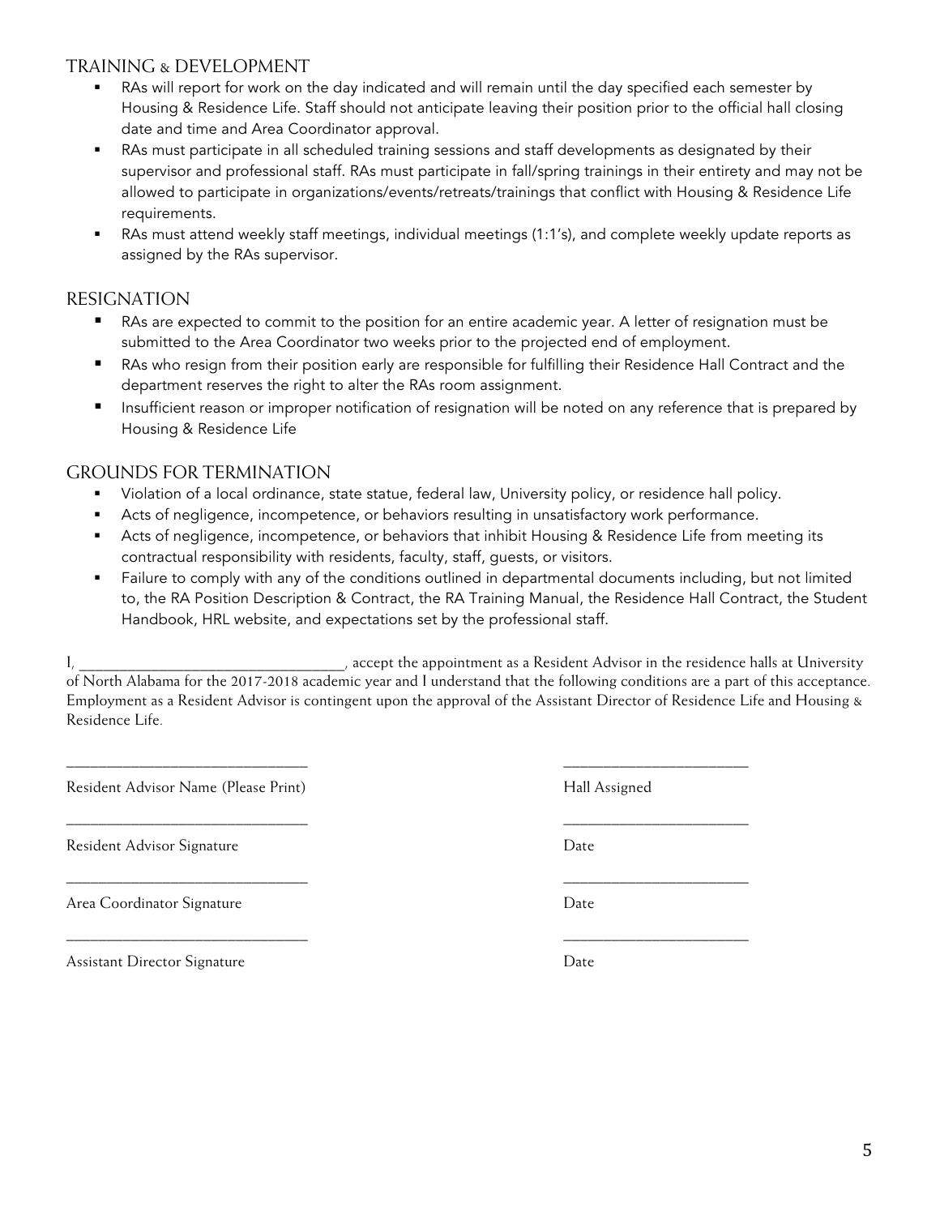## TRAINING & DEVELOPMENT

- RAs will report for work on the day indicated and will remain until the day specified each semester by Housing & Residence Life. Staff should not anticipate leaving their position prior to the official hall closing date and time and Area Coordinator approval.
- RAs must participate in all scheduled training sessions and staff developments as designated by their supervisor and professional staff. RAs must participate in fall/spring trainings in their entirety and may not be allowed to participate in organizations/events/retreats/trainings that conflict with Housing & Residence Life requirements.
- RAs must attend weekly staff meetings, individual meetings (1:1's), and complete weekly update reports as assigned by the RAs supervisor.

## RESIGNATION

- RAs are expected to commit to the position for an entire academic year. A letter of resignation must be submitted to the Area Coordinator two weeks prior to the projected end of employment.
- RAs who resign from their position early are responsible for fulfilling their Residence Hall Contract and the department reserves the right to alter the RAs room assignment.
- Insufficient reason or improper notification of resignation will be noted on any reference that is prepared by Housing & Residence Life

## GROUNDS FOR TERMINATION

- Violation of a local ordinance, state statue, federal law, University policy, or residence hall policy.
- Acts of negligence, incompetence, or behaviors resulting in unsatisfactory work performance.
- Acts of negligence, incompetence, or behaviors that inhibit Housing & Residence Life from meeting its contractual responsibility with residents, faculty, staff, guests, or visitors.
- Failure to comply with any of the conditions outlined in departmental documents including, but not limited to, the RA Position Description & Contract, the RA Training Manual, the Residence Hall Contract, the Student Handbook, HRL website, and expectations set by the professional staff.

I, ________________________________, accept the appointment as a Resident Advisor in the residence halls at University of North Alabama for the 2017-2018 academic year and I understand that the following conditions are a part of this acceptance. Employment as a Resident Advisor is contingent upon the approval of the Assistant Director of Residence Life and Housing & Residence Life.

____________________________ &nbsp;&nbsp;&nbsp;&nbsp; ______________________

Resident Advisor Name (Please Print) &nbsp;&nbsp;&nbsp;&nbsp; Hall Assigned

____________________________ &nbsp;&nbsp;&nbsp;&nbsp; ______________________

Resident Advisor Signature &nbsp;&nbsp;&nbsp;&nbsp; Date

____________________________ &nbsp;&nbsp;&nbsp;&nbsp; ______________________

Area Coordinator Signature &nbsp;&nbsp;&nbsp;&nbsp; Date

____________________________ &nbsp;&nbsp;&nbsp;&nbsp; ______________________

Assistant Director Signature &nbsp;&nbsp;&nbsp;&nbsp; Date